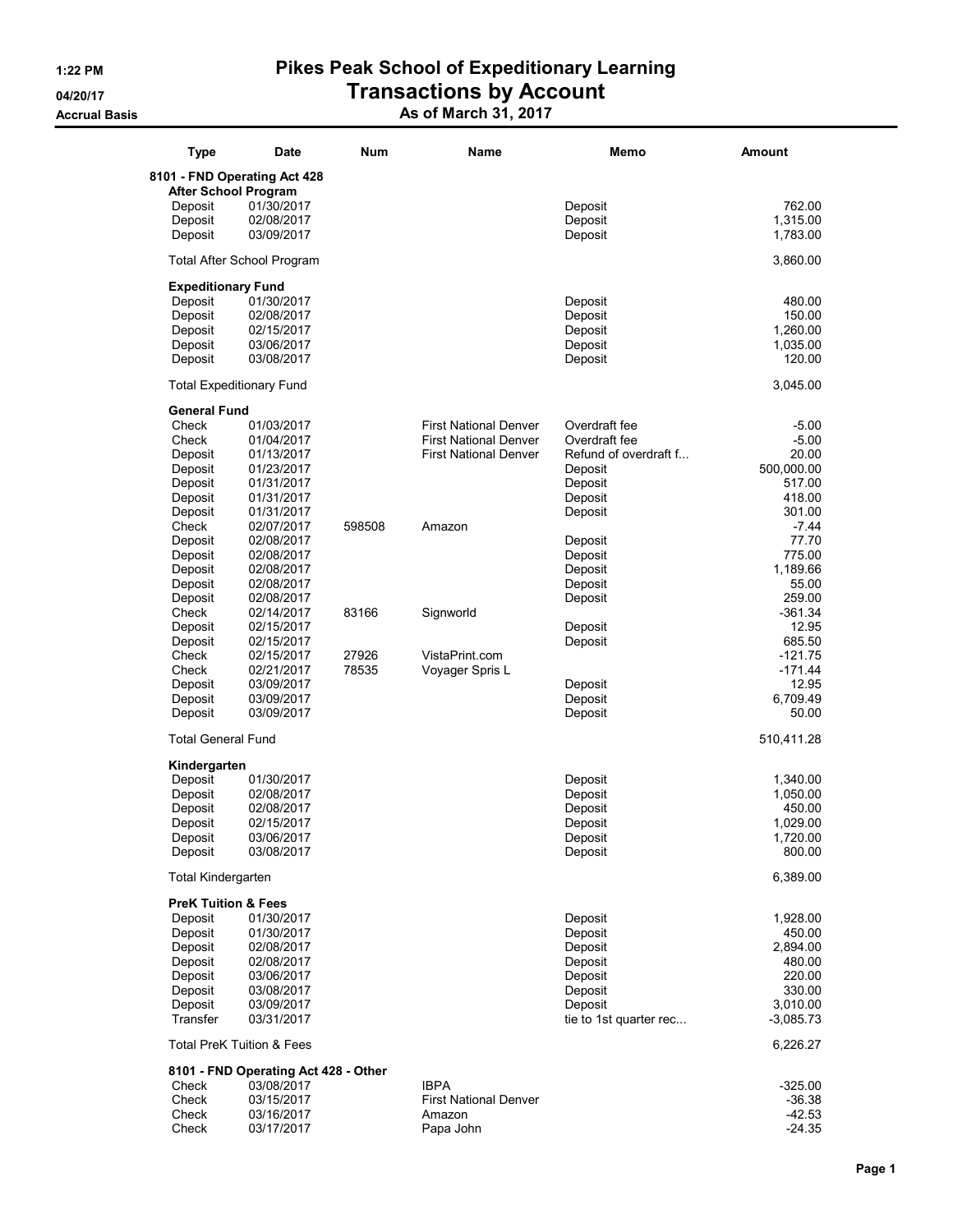# Pikes Peak School of Expeditionary Learning

## Transactions by Account

### As of March 31, 2017

1:22 PM
04/20/17
Accrual Basis

| Type | Date | Num | Name | Memo | Amount |
|---|---|---|---|---|---|
| **8101 - FND Operating Act 428** | | | | | |
| **After School Program** | | | | | |
| Deposit | 01/30/2017 | | | Deposit | 762.00 |
| Deposit | 02/08/2017 | | | Deposit | 1,315.00 |
| Deposit | 03/09/2017 | | | Deposit | 1,783.00 |
| Total After School Program | | | | | 3,860.00 |
| **Expeditionary Fund** | | | | | |
| Deposit | 01/30/2017 | | | Deposit | 480.00 |
| Deposit | 02/08/2017 | | | Deposit | 150.00 |
| Deposit | 02/15/2017 | | | Deposit | 1,260.00 |
| Deposit | 03/06/2017 | | | Deposit | 1,035.00 |
| Deposit | 03/08/2017 | | | Deposit | 120.00 |
| Total Expeditionary Fund | | | | | 3,045.00 |
| **General Fund** | | | | | |
| Check | 01/03/2017 | | First National Denver | Overdraft fee | -5.00 |
| Check | 01/04/2017 | | First National Denver | Overdraft fee | -5.00 |
| Deposit | 01/13/2017 | | First National Denver | Refund of overdraft f... | 20.00 |
| Deposit | 01/23/2017 | | | Deposit | 500,000.00 |
| Deposit | 01/31/2017 | | | Deposit | 517.00 |
| Deposit | 01/31/2017 | | | Deposit | 418.00 |
| Deposit | 01/31/2017 | | | Deposit | 301.00 |
| Check | 02/07/2017 | 598508 | Amazon | | -7.44 |
| Deposit | 02/08/2017 | | | Deposit | 77.70 |
| Deposit | 02/08/2017 | | | Deposit | 775.00 |
| Deposit | 02/08/2017 | | | Deposit | 1,189.66 |
| Deposit | 02/08/2017 | | | Deposit | 55.00 |
| Deposit | 02/08/2017 | | | Deposit | 259.00 |
| Check | 02/14/2017 | 83166 | Signworld | | -361.34 |
| Deposit | 02/15/2017 | | | Deposit | 12.95 |
| Deposit | 02/15/2017 | | | Deposit | 685.50 |
| Check | 02/15/2017 | 27926 | VistaPrint.com | | -121.75 |
| Check | 02/21/2017 | 78535 | Voyager Spris L | | -171.44 |
| Deposit | 03/09/2017 | | | Deposit | 12.95 |
| Deposit | 03/09/2017 | | | Deposit | 6,709.49 |
| Deposit | 03/09/2017 | | | Deposit | 50.00 |
| Total General Fund | | | | | 510,411.28 |
| **Kindergarten** | | | | | |
| Deposit | 01/30/2017 | | | Deposit | 1,340.00 |
| Deposit | 02/08/2017 | | | Deposit | 1,050.00 |
| Deposit | 02/08/2017 | | | Deposit | 450.00 |
| Deposit | 02/15/2017 | | | Deposit | 1,029.00 |
| Deposit | 03/06/2017 | | | Deposit | 1,720.00 |
| Deposit | 03/08/2017 | | | Deposit | 800.00 |
| Total Kindergarten | | | | | 6,389.00 |
| **PreK Tuition & Fees** | | | | | |
| Deposit | 01/30/2017 | | | Deposit | 1,928.00 |
| Deposit | 01/30/2017 | | | Deposit | 450.00 |
| Deposit | 02/08/2017 | | | Deposit | 2,894.00 |
| Deposit | 02/08/2017 | | | Deposit | 480.00 |
| Deposit | 03/06/2017 | | | Deposit | 220.00 |
| Deposit | 03/08/2017 | | | Deposit | 330.00 |
| Deposit | 03/09/2017 | | | Deposit | 3,010.00 |
| Transfer | 03/31/2017 | | | tie to 1st quarter rec... | -3,085.73 |
| Total PreK Tuition & Fees | | | | | 6,226.27 |
| **8101 - FND Operating Act 428 - Other** | | | | | |
| Check | 03/08/2017 | | IBPA | | -325.00 |
| Check | 03/15/2017 | | First National Denver | | -36.38 |
| Check | 03/16/2017 | | Amazon | | -42.53 |
| Check | 03/17/2017 | | Papa John | | -24.35 |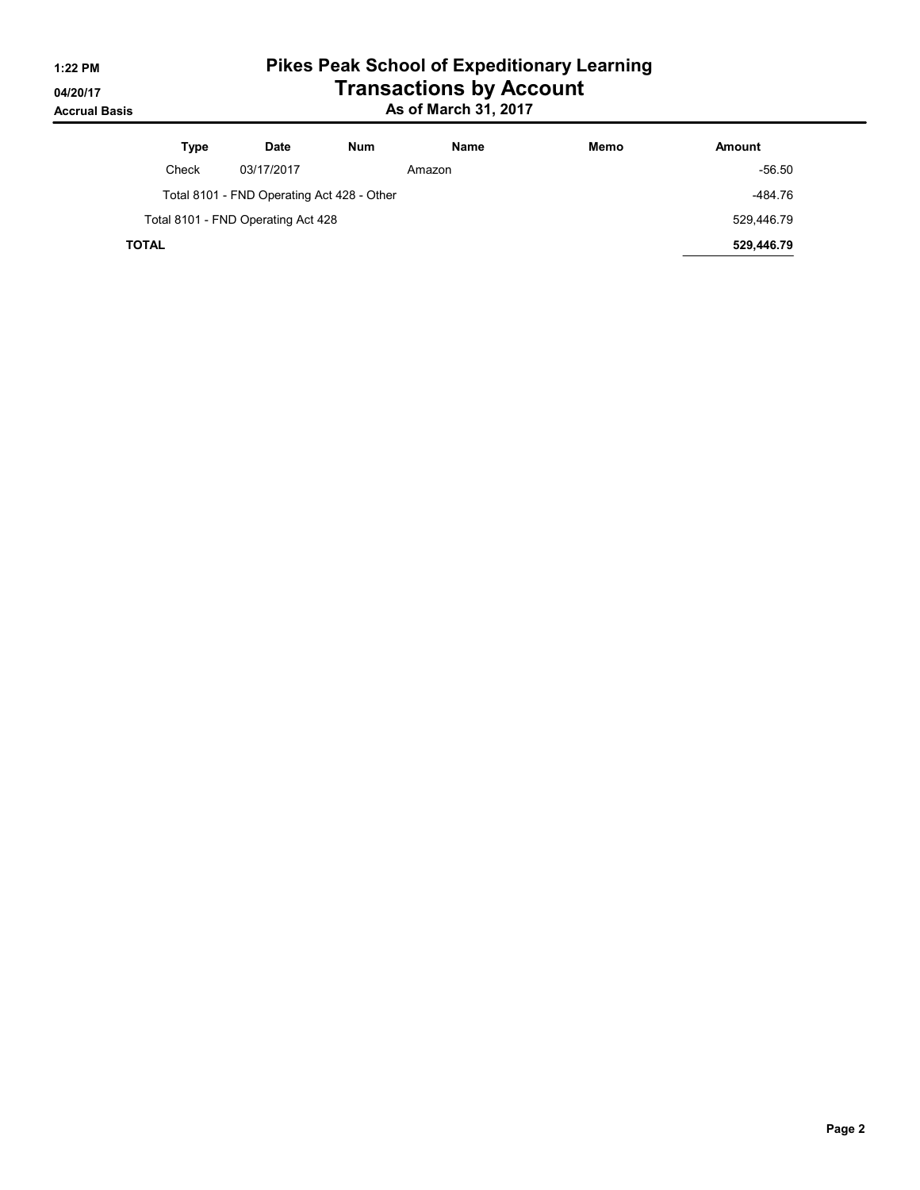# Pikes Peak School of Expeditionary Learning
# Transactions by Account
## As of March 31, 2017

1:22 PM
04/20/17
Accrual Basis

| Type | Date | Num | Name | Memo | Amount |
|---|---|---|---|---|---|
| Check | 03/17/2017 | | Amazon | | -56.50 |
| Total 8101 - FND Operating Act 428 - Other | | | | | -484.76 |
| Total 8101 - FND Operating Act 428 | | | | | 529,446.79 |
| **TOTAL** | | | | | **529,446.79** |